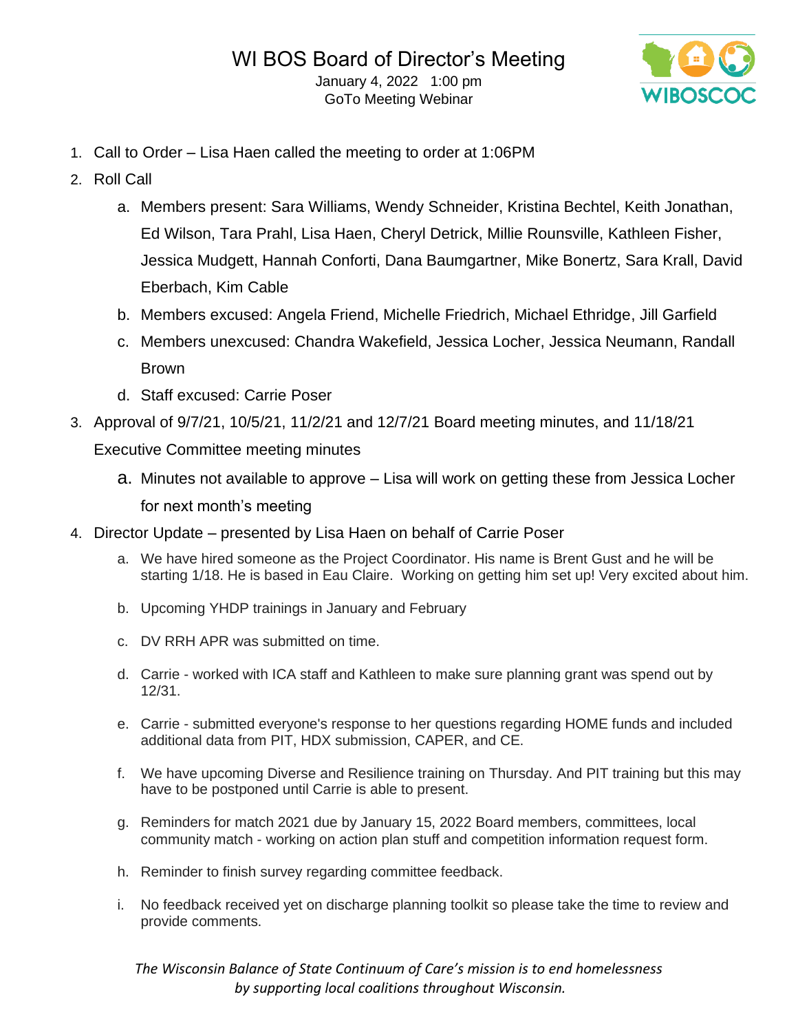# WI BOS Board of Director's Meeting

January 4, 2022 1:00 pm
GoTo Meeting Webinar

1. Call to Order – Lisa Haen called the meeting to order at 1:06PM
2. Roll Call
   a. Members present: Sara Williams, Wendy Schneider, Kristina Bechtel, Keith Jonathan, Ed Wilson, Tara Prahl, Lisa Haen, Cheryl Detrick, Millie Rounsville, Kathleen Fisher, Jessica Mudgett, Hannah Conforti, Dana Baumgartner, Mike Bonertz, Sara Krall, David Eberbach, Kim Cable
   b. Members excused: Angela Friend, Michelle Friedrich, Michael Ethridge, Jill Garfield
   c. Members unexcused: Chandra Wakefield, Jessica Locher, Jessica Neumann, Randall Brown
   d. Staff excused: Carrie Poser
3. Approval of 9/7/21, 10/5/21, 11/2/21 and 12/7/21 Board meeting minutes, and 11/18/21 Executive Committee meeting minutes
   a. Minutes not available to approve – Lisa will work on getting these from Jessica Locher for next month's meeting
4. Director Update – presented by Lisa Haen on behalf of Carrie Poser
   a. We have hired someone as the Project Coordinator. His name is Brent Gust and he will be starting 1/18. He is based in Eau Claire. Working on getting him set up! Very excited about him.
   b. Upcoming YHDP trainings in January and February
   c. DV RRH APR was submitted on time.
   d. Carrie - worked with ICA staff and Kathleen to make sure planning grant was spend out by 12/31.
   e. Carrie - submitted everyone's response to her questions regarding HOME funds and included additional data from PIT, HDX submission, CAPER, and CE.
   f. We have upcoming Diverse and Resilience training on Thursday. And PIT training but this may have to be postponed until Carrie is able to present.
   g. Reminders for match 2021 due by January 15, 2022 Board members, committees, local community match - working on action plan stuff and competition information request form.
   h. Reminder to finish survey regarding committee feedback.
   i. No feedback received yet on discharge planning toolkit so please take the time to review and provide comments.

*The Wisconsin Balance of State Continuum of Care's mission is to end homelessness by supporting local coalitions throughout Wisconsin.*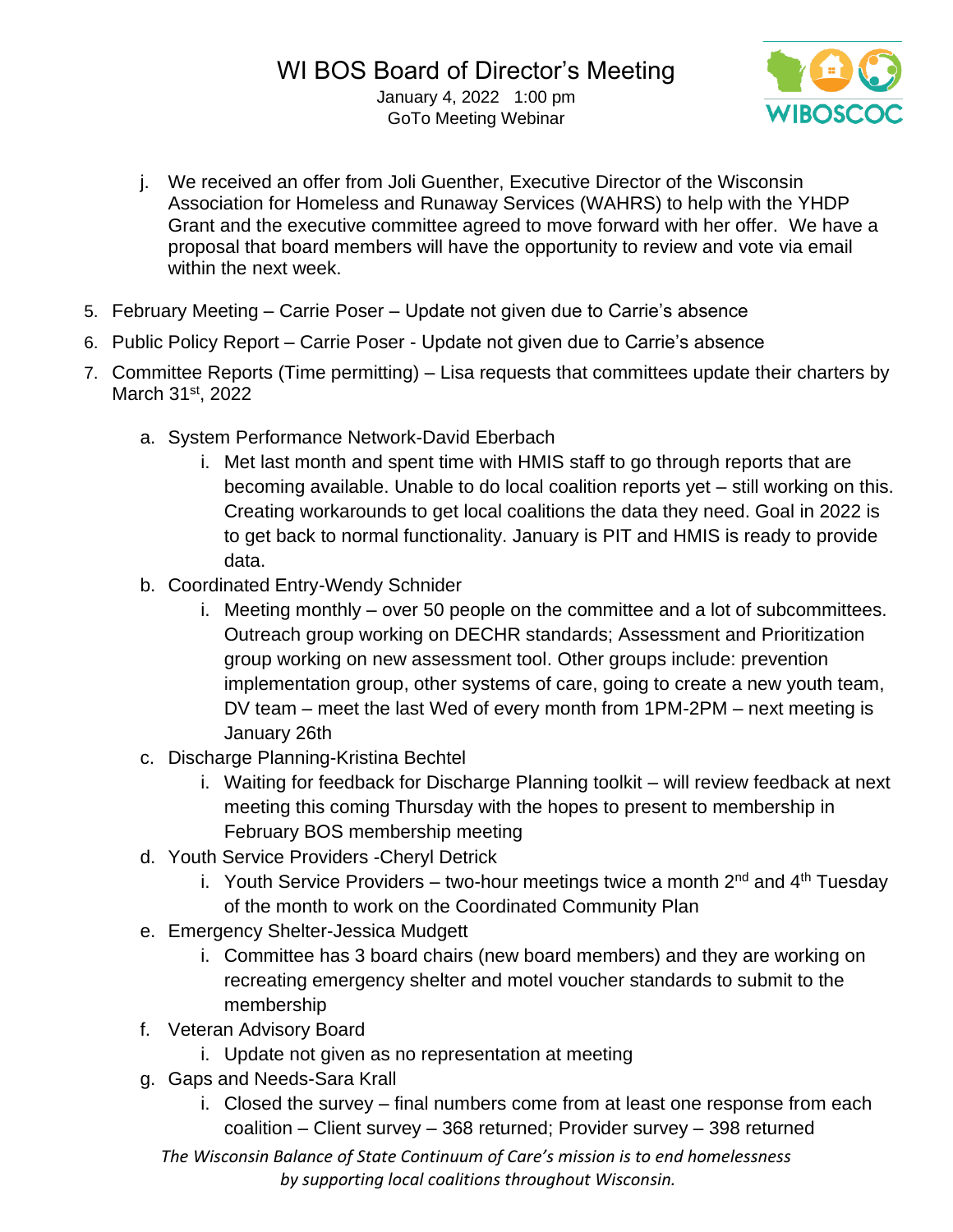j. We received an offer from Joli Guenther, Executive Director of the Wisconsin Association for Homeless and Runaway Services (WAHRS) to help with the YHDP Grant and the executive committee agreed to move forward with her offer. We have a proposal that board members will have the opportunity to review and vote via email within the next week.

5. February Meeting – Carrie Poser – Update not given due to Carrie's absence
6. Public Policy Report – Carrie Poser - Update not given due to Carrie's absence
7. Committee Reports (Time permitting) – Lisa requests that committees update their charters by March 31st, 2022
   a. System Performance Network-David Eberbach
      i. Met last month and spent time with HMIS staff to go through reports that are becoming available. Unable to do local coalition reports yet – still working on this. Creating workarounds to get local coalitions the data they need. Goal in 2022 is to get back to normal functionality. January is PIT and HMIS is ready to provide data.
   b. Coordinated Entry-Wendy Schnider
      i. Meeting monthly – over 50 people on the committee and a lot of subcommittees. Outreach group working on DECHR standards; Assessment and Prioritization group working on new assessment tool. Other groups include: prevention implementation group, other systems of care, going to create a new youth team, DV team – meet the last Wed of every month from 1PM-2PM – next meeting is January 26th
   c. Discharge Planning-Kristina Bechtel
      i. Waiting for feedback for Discharge Planning toolkit – will review feedback at next meeting this coming Thursday with the hopes to present to membership in February BOS membership meeting
   d. Youth Service Providers -Cheryl Detrick
      i. Youth Service Providers – two-hour meetings twice a month 2nd and 4th Tuesday of the month to work on the Coordinated Community Plan
   e. Emergency Shelter-Jessica Mudgett
      i. Committee has 3 board chairs (new board members) and they are working on recreating emergency shelter and motel voucher standards to submit to the membership
   f. Veteran Advisory Board
      i. Update not given as no representation at meeting
   g. Gaps and Needs-Sara Krall
      i. Closed the survey – final numbers come from at least one response from each coalition – Client survey – 368 returned; Provider survey – 398 returned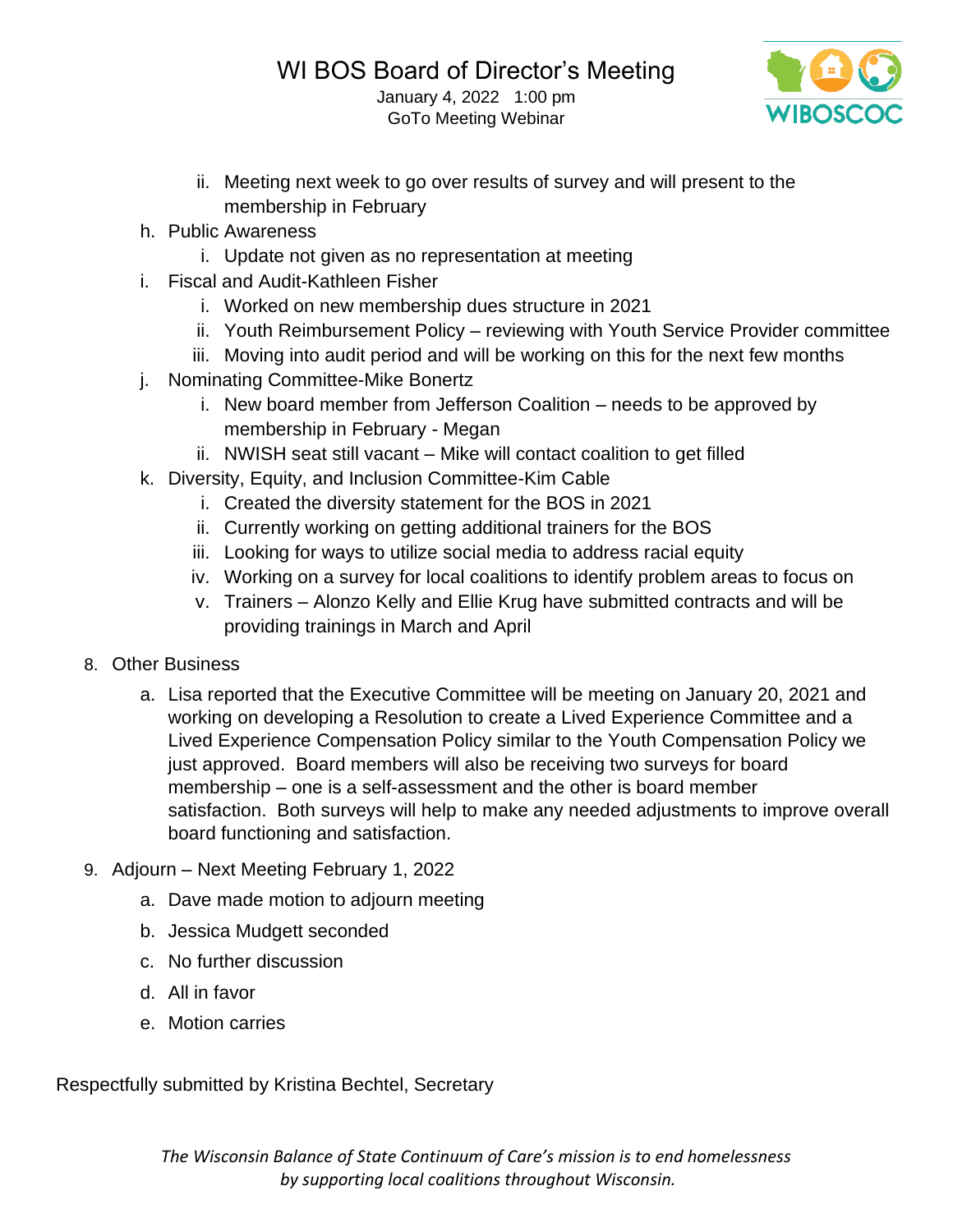ii. Meeting next week to go over results of survey and will present to the membership in February

h. Public Awareness
   i. Update not given as no representation at meeting

i. Fiscal and Audit-Kathleen Fisher
   i. Worked on new membership dues structure in 2021
   ii. Youth Reimbursement Policy – reviewing with Youth Service Provider committee
   iii. Moving into audit period and will be working on this for the next few months

j. Nominating Committee-Mike Bonertz
   i. New board member from Jefferson Coalition – needs to be approved by membership in February - Megan
   ii. NWISH seat still vacant – Mike will contact coalition to get filled

k. Diversity, Equity, and Inclusion Committee-Kim Cable
   i. Created the diversity statement for the BOS in 2021
   ii. Currently working on getting additional trainers for the BOS
   iii. Looking for ways to utilize social media to address racial equity
   iv. Working on a survey for local coalitions to identify problem areas to focus on
   v. Trainers – Alonzo Kelly and Ellie Krug have submitted contracts and will be providing trainings in March and April

8. Other Business
   a. Lisa reported that the Executive Committee will be meeting on January 20, 2021 and working on developing a Resolution to create a Lived Experience Committee and a Lived Experience Compensation Policy similar to the Youth Compensation Policy we just approved. Board members will also be receiving two surveys for board membership – one is a self-assessment and the other is board member satisfaction. Both surveys will help to make any needed adjustments to improve overall board functioning and satisfaction.

9. Adjourn – Next Meeting February 1, 2022
   a. Dave made motion to adjourn meeting
   b. Jessica Mudgett seconded
   c. No further discussion
   d. All in favor
   e. Motion carries

Respectfully submitted by Kristina Bechtel, Secretary

*The Wisconsin Balance of State Continuum of Care's mission is to end homelessness by supporting local coalitions throughout Wisconsin.*